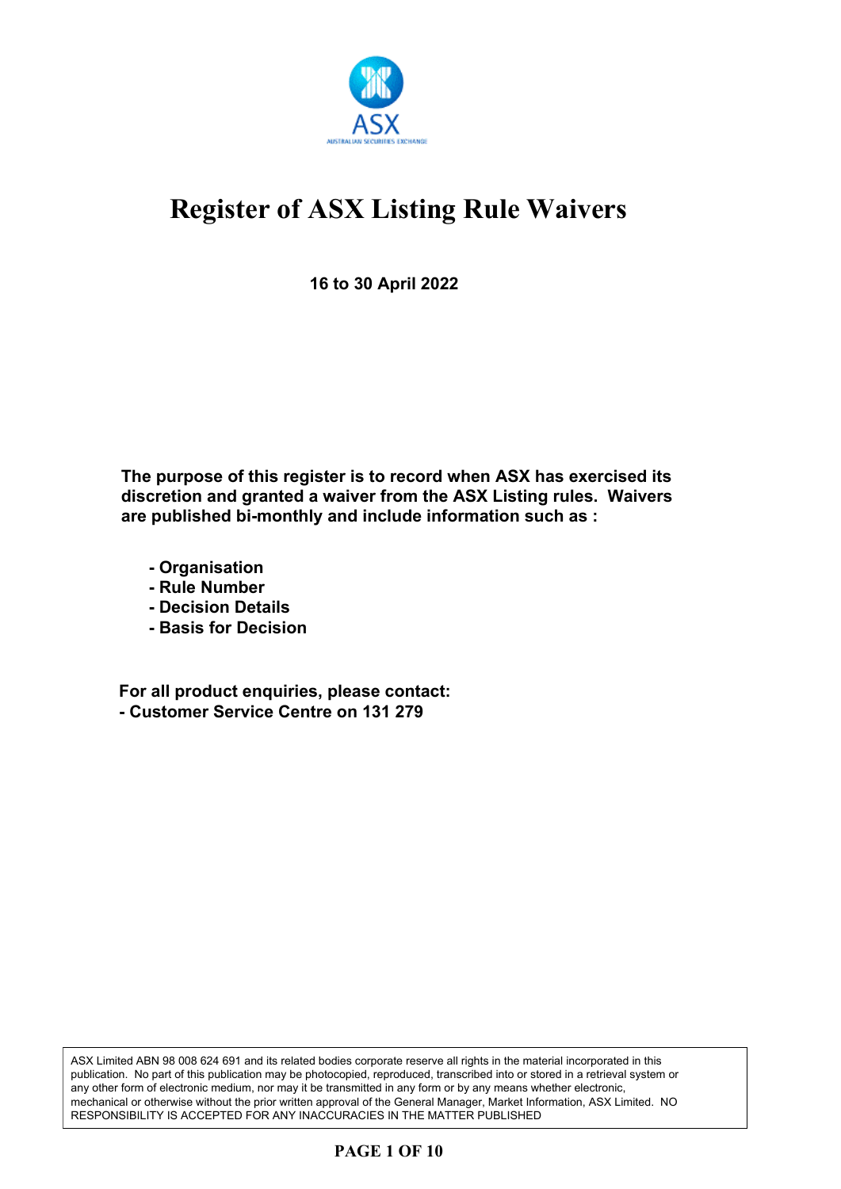# Register of ASX Listing Rule Waivers

**16 to 30 April 2022**

**The purpose of this register is to record when ASX has exercised its discretion and granted a waiver from the ASX Listing rules. Waivers are published bi-monthly and include information such as :**

- **Organisation**
- **Rule Number**
- **Decision Details**
- **Basis for Decision**

**For all product enquiries, please contact:**
**- Customer Service Centre on 131 279**

ASX Limited ABN 98 008 624 691 and its related bodies corporate reserve all rights in the material incorporated in this publication. No part of this publication may be photocopied, reproduced, transcribed into or stored in a retrieval system or any other form of electronic medium, nor may it be transmitted in any form or by any means whether electronic, mechanical or otherwise without the prior written approval of the General Manager, Market Information, ASX Limited. NO RESPONSIBILITY IS ACCEPTED FOR ANY INACCURACIES IN THE MATTER PUBLISHED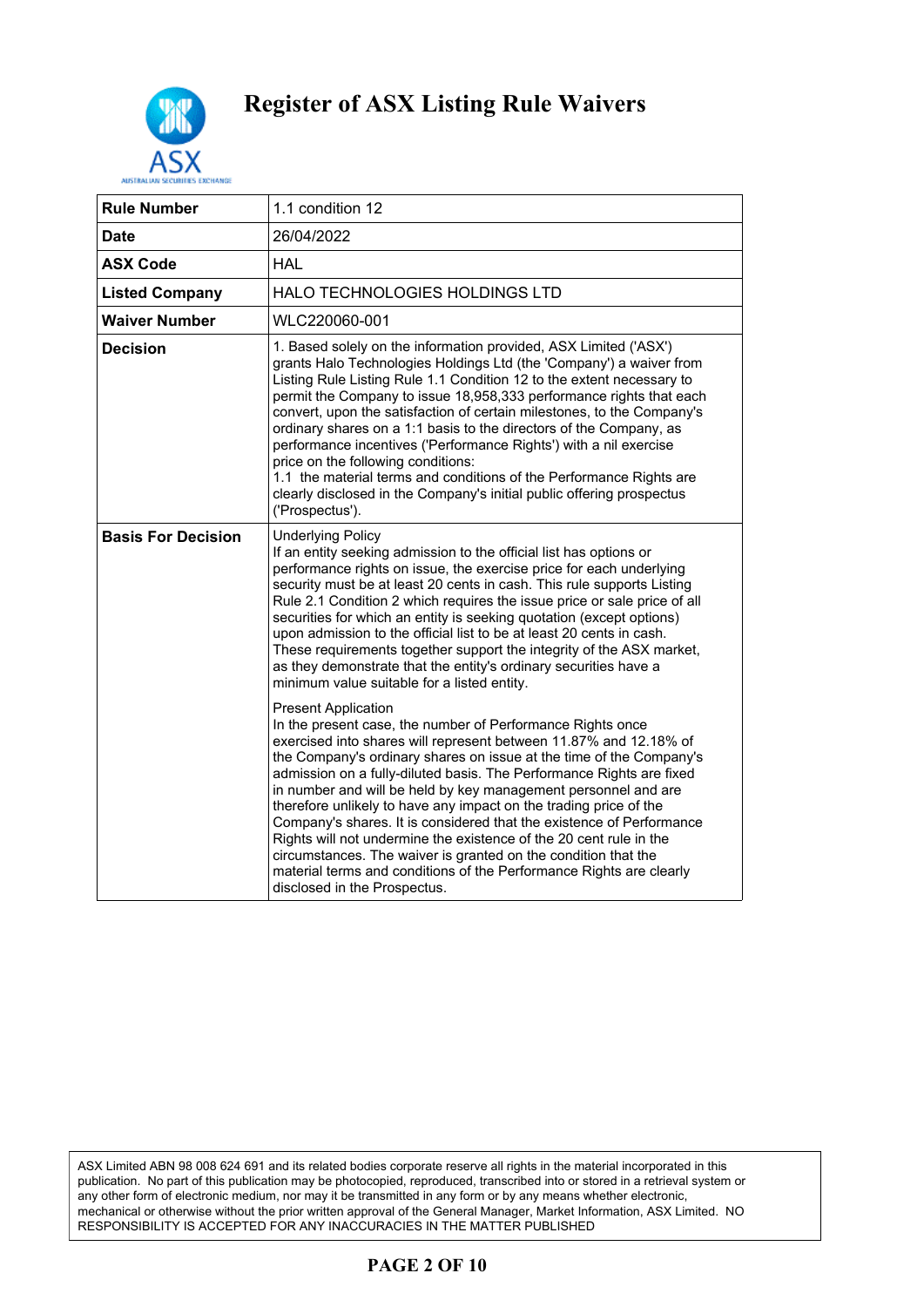# Register of ASX Listing Rule Waivers

| Rule Number | 1.1 condition 12 |
|---|---|
| Date | 26/04/2022 |
| ASX Code | HAL |
| Listed Company | HALO TECHNOLOGIES HOLDINGS LTD |
| Waiver Number | WLC220060-001 |
| Decision | 1. Based solely on the information provided, ASX Limited ('ASX') grants Halo Technologies Holdings Ltd (the 'Company') a waiver from Listing Rule Listing Rule 1.1 Condition 12 to the extent necessary to permit the Company to issue 18,958,333 performance rights that each convert, upon the satisfaction of certain milestones, to the Company's ordinary shares on a 1:1 basis to the directors of the Company, as performance incentives ('Performance Rights') with a nil exercise price on the following conditions:<br>1.1 the material terms and conditions of the Performance Rights are clearly disclosed in the Company's initial public offering prospectus ('Prospectus'). |
| Basis For Decision | Underlying Policy<br>If an entity seeking admission to the official list has options or performance rights on issue, the exercise price for each underlying security must be at least 20 cents in cash. This rule supports Listing Rule 2.1 Condition 2 which requires the issue price or sale price of all securities for which an entity is seeking quotation (except options) upon admission to the official list to be at least 20 cents in cash. These requirements together support the integrity of the ASX market, as they demonstrate that the entity's ordinary securities have a minimum value suitable for a listed entity.<br><br>Present Application<br>In the present case, the number of Performance Rights once exercised into shares will represent between 11.87% and 12.18% of the Company's ordinary shares on issue at the time of the Company's admission on a fully-diluted basis. The Performance Rights are fixed in number and will be held by key management personnel and are therefore unlikely to have any impact on the trading price of the Company's shares. It is considered that the existence of Performance Rights will not undermine the existence of the 20 cent rule in the circumstances. The waiver is granted on the condition that the material terms and conditions of the Performance Rights are clearly disclosed in the Prospectus. |

ASX Limited ABN 98 008 624 691 and its related bodies corporate reserve all rights in the material incorporated in this publication. No part of this publication may be photocopied, reproduced, transcribed into or stored in a retrieval system or any other form of electronic medium, nor may it be transmitted in any form or by any means whether electronic, mechanical or otherwise without the prior written approval of the General Manager, Market Information, ASX Limited. NO RESPONSIBILITY IS ACCEPTED FOR ANY INACCURACIES IN THE MATTER PUBLISHED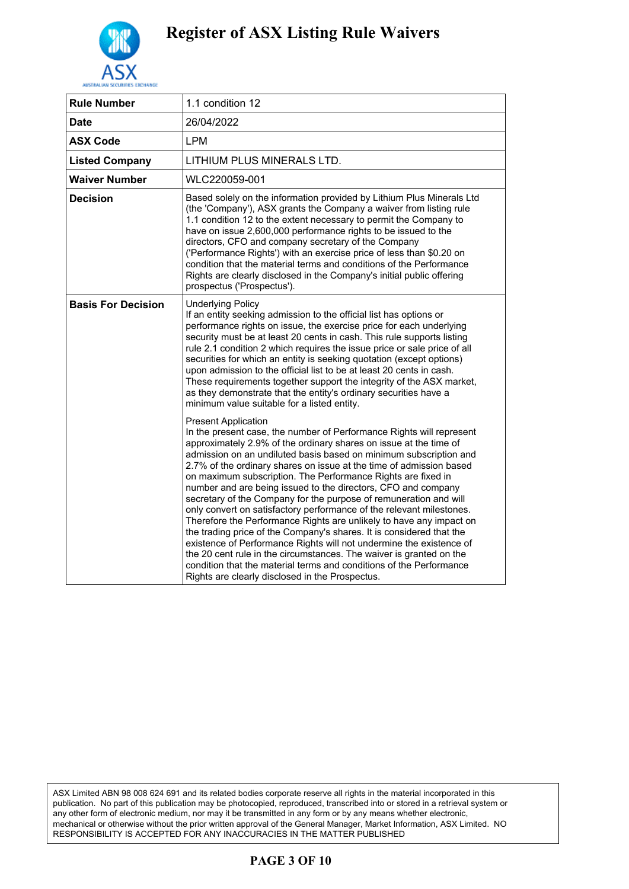# Register of ASX Listing Rule Waivers

| Rule Number | 1.1 condition 12 |
|---|---|
| Date | 26/04/2022 |
| ASX Code | LPM |
| Listed Company | LITHIUM PLUS MINERALS LTD. |
| Waiver Number | WLC220059-001 |
| Decision | Based solely on the information provided by Lithium Plus Minerals Ltd (the 'Company'), ASX grants the Company a waiver from listing rule 1.1 condition 12 to the extent necessary to permit the Company to have on issue 2,600,000 performance rights to be issued to the directors, CFO and company secretary of the Company ('Performance Rights') with an exercise price of less than $0.20 on condition that the material terms and conditions of the Performance Rights are clearly disclosed in the Company's initial public offering prospectus ('Prospectus'). |
| Basis For Decision | Underlying Policy<br>If an entity seeking admission to the official list has options or performance rights on issue, the exercise price for each underlying security must be at least 20 cents in cash. This rule supports listing rule 2.1 condition 2 which requires the issue price or sale price of all securities for which an entity is seeking quotation (except options) upon admission to the official list to be at least 20 cents in cash. These requirements together support the integrity of the ASX market, as they demonstrate that the entity's ordinary securities have a minimum value suitable for a listed entity.<br><br>Present Application<br>In the present case, the number of Performance Rights will represent approximately 2.9% of the ordinary shares on issue at the time of admission on an undiluted basis based on minimum subscription and 2.7% of the ordinary shares on issue at the time of admission based on maximum subscription. The Performance Rights are fixed in number and are being issued to the directors, CFO and company secretary of the Company for the purpose of remuneration and will only convert on satisfactory performance of the relevant milestones. Therefore the Performance Rights are unlikely to have any impact on the trading price of the Company's shares. It is considered that the existence of Performance Rights will not undermine the existence of the 20 cent rule in the circumstances. The waiver is granted on the condition that the material terms and conditions of the Performance Rights are clearly disclosed in the Prospectus. |

ASX Limited ABN 98 008 624 691 and its related bodies corporate reserve all rights in the material incorporated in this publication. No part of this publication may be photocopied, reproduced, transcribed into or stored in a retrieval system or any other form of electronic medium, nor may it be transmitted in any form or by any means whether electronic, mechanical or otherwise without the prior written approval of the General Manager, Market Information, ASX Limited. NO RESPONSIBILITY IS ACCEPTED FOR ANY INACCURACIES IN THE MATTER PUBLISHED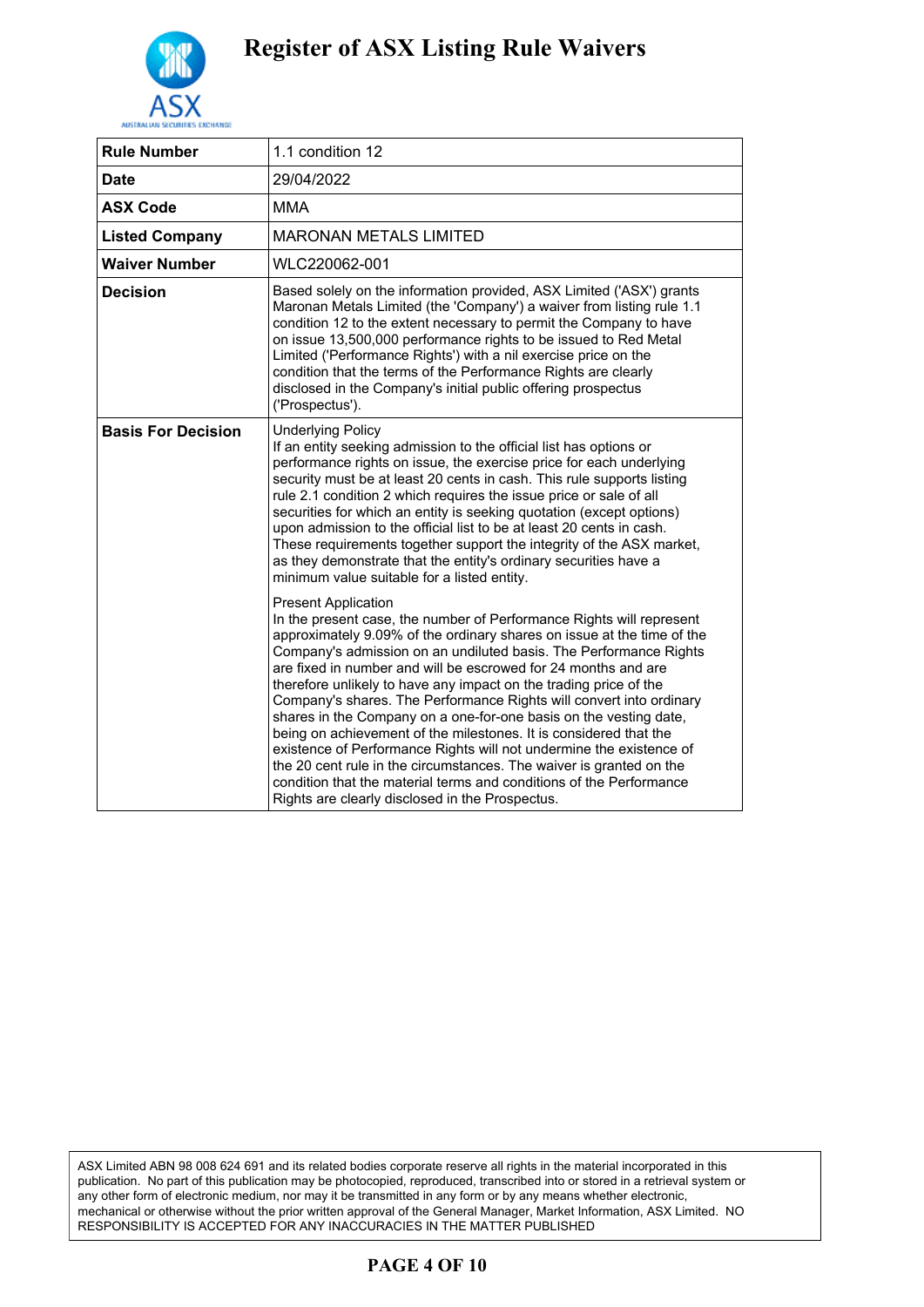# Register of ASX Listing Rule Waivers

| Rule Number | 1.1 condition 12 |
|---|---|
| **Date** | 29/04/2022 |
| **ASX Code** | MMA |
| **Listed Company** | MARONAN METALS LIMITED |
| **Waiver Number** | WLC220062-001 |
| **Decision** | Based solely on the information provided, ASX Limited ('ASX') grants Maronan Metals Limited (the 'Company') a waiver from listing rule 1.1 condition 12 to the extent necessary to permit the Company to have on issue 13,500,000 performance rights to be issued to Red Metal Limited ('Performance Rights') with a nil exercise price on the condition that the terms of the Performance Rights are clearly disclosed in the Company's initial public offering prospectus ('Prospectus'). |
| **Basis For Decision** | Underlying Policy<br>If an entity seeking admission to the official list has options or performance rights on issue, the exercise price for each underlying security must be at least 20 cents in cash. This rule supports listing rule 2.1 condition 2 which requires the issue price or sale of all securities for which an entity is seeking quotation (except options) upon admission to the official list to be at least 20 cents in cash. These requirements together support the integrity of the ASX market, as they demonstrate that the entity's ordinary securities have a minimum value suitable for a listed entity.<br><br>Present Application<br>In the present case, the number of Performance Rights will represent approximately 9.09% of the ordinary shares on issue at the time of the Company's admission on an undiluted basis. The Performance Rights are fixed in number and will be escrowed for 24 months and are therefore unlikely to have any impact on the trading price of the Company's shares. The Performance Rights will convert into ordinary shares in the Company on a one-for-one basis on the vesting date, being on achievement of the milestones. It is considered that the existence of Performance Rights will not undermine the existence of the 20 cent rule in the circumstances. The waiver is granted on the condition that the material terms and conditions of the Performance Rights are clearly disclosed in the Prospectus. |

ASX Limited ABN 98 008 624 691 and its related bodies corporate reserve all rights in the material incorporated in this publication. No part of this publication may be photocopied, reproduced, transcribed into or stored in a retrieval system or any other form of electronic medium, nor may it be transmitted in any form or by any means whether electronic, mechanical or otherwise without the prior written approval of the General Manager, Market Information, ASX Limited. NO RESPONSIBILITY IS ACCEPTED FOR ANY INACCURACIES IN THE MATTER PUBLISHED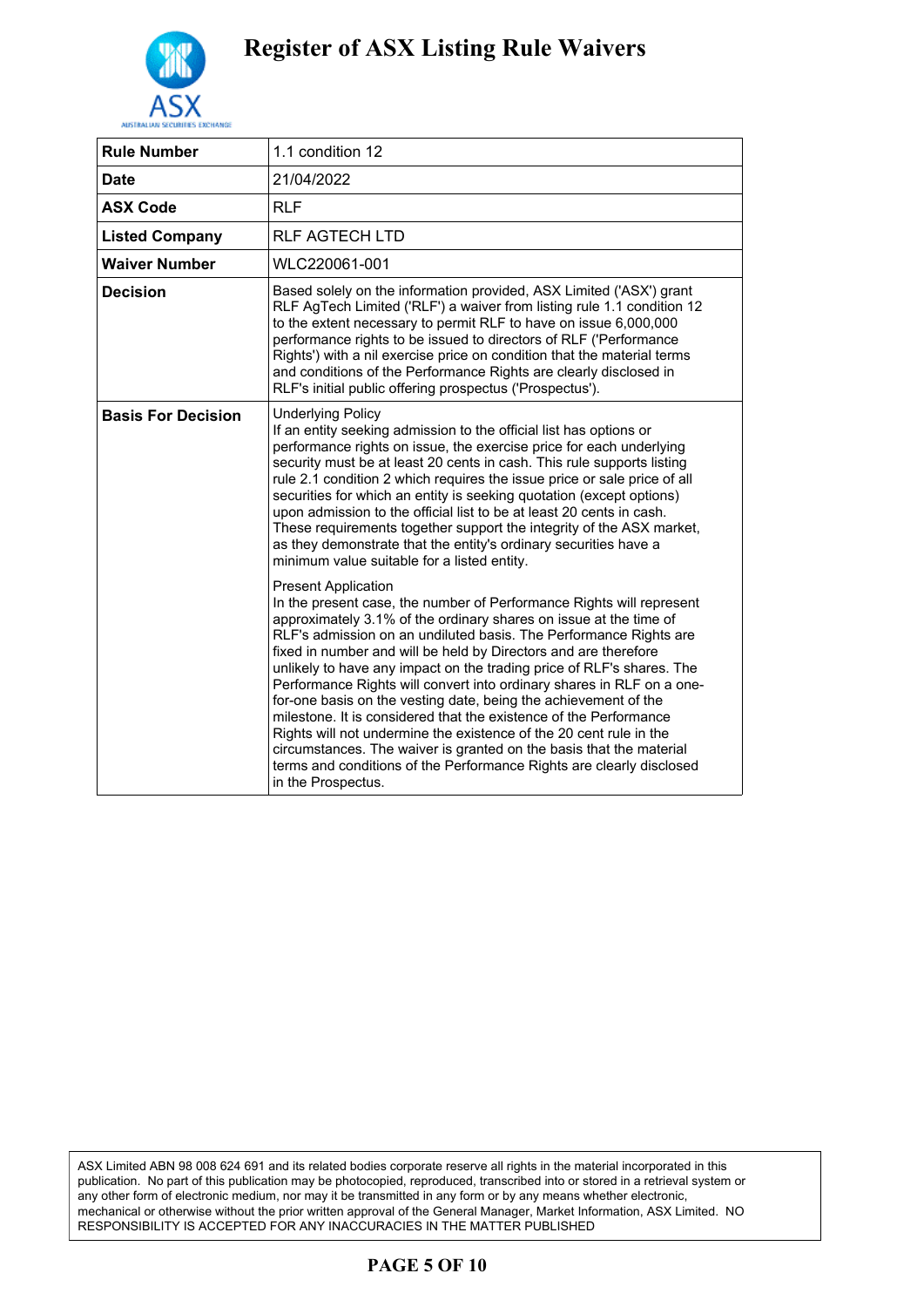# Register of ASX Listing Rule Waivers

| | |
|---|---|
| **Rule Number** | 1.1 condition 12 |
| **Date** | 21/04/2022 |
| **ASX Code** | RLF |
| **Listed Company** | RLF AGTECH LTD |
| **Waiver Number** | WLC220061-001 |
| **Decision** | Based solely on the information provided, ASX Limited ('ASX') grant RLF AgTech Limited ('RLF') a waiver from listing rule 1.1 condition 12 to the extent necessary to permit RLF to have on issue 6,000,000 performance rights to be issued to directors of RLF ('Performance Rights') with a nil exercise price on condition that the material terms and conditions of the Performance Rights are clearly disclosed in RLF's initial public offering prospectus ('Prospectus'). |
| **Basis For Decision** | Underlying Policy<br>If an entity seeking admission to the official list has options or performance rights on issue, the exercise price for each underlying security must be at least 20 cents in cash. This rule supports listing rule 2.1 condition 2 which requires the issue price or sale price of all securities for which an entity is seeking quotation (except options) upon admission to the official list to be at least 20 cents in cash. These requirements together support the integrity of the ASX market, as they demonstrate that the entity's ordinary securities have a minimum value suitable for a listed entity.<br><br>Present Application<br>In the present case, the number of Performance Rights will represent approximately 3.1% of the ordinary shares on issue at the time of RLF's admission on an undiluted basis. The Performance Rights are fixed in number and will be held by Directors and are therefore unlikely to have any impact on the trading price of RLF's shares. The Performance Rights will convert into ordinary shares in RLF on a one-for-one basis on the vesting date, being the achievement of the milestone. It is considered that the existence of the Performance Rights will not undermine the existence of the 20 cent rule in the circumstances. The waiver is granted on the basis that the material terms and conditions of the Performance Rights are clearly disclosed in the Prospectus. |

ASX Limited ABN 98 008 624 691 and its related bodies corporate reserve all rights in the material incorporated in this publication. No part of this publication may be photocopied, reproduced, transcribed into or stored in a retrieval system or any other form of electronic medium, nor may it be transmitted in any form or by any means whether electronic, mechanical or otherwise without the prior written approval of the General Manager, Market Information, ASX Limited. NO RESPONSIBILITY IS ACCEPTED FOR ANY INACCURACIES IN THE MATTER PUBLISHED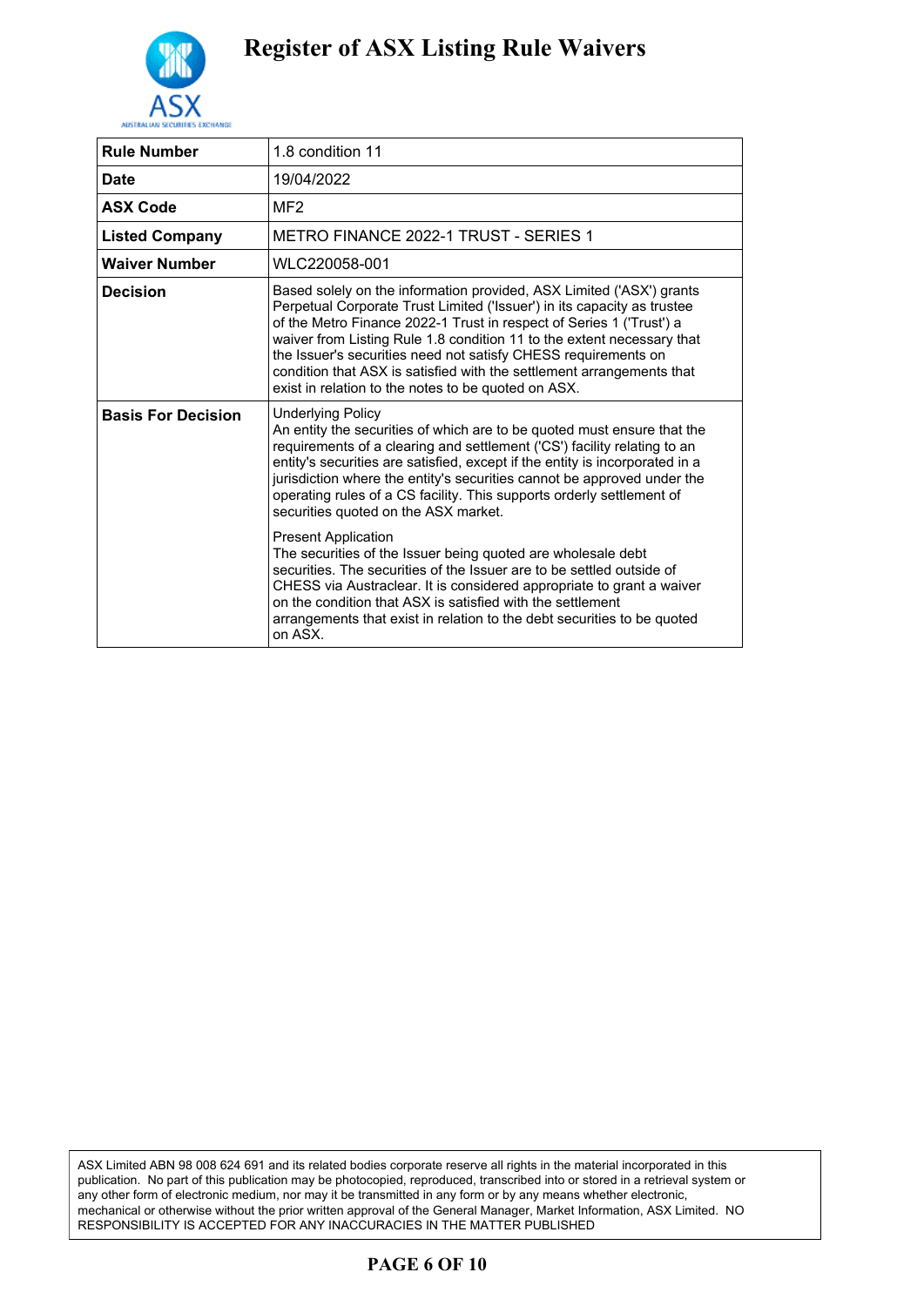# Register of ASX Listing Rule Waivers

| Rule Number | 1.8 condition 11 |
|---|---|
| Date | 19/04/2022 |
| ASX Code | MF2 |
| Listed Company | METRO FINANCE 2022-1 TRUST - SERIES 1 |
| Waiver Number | WLC220058-001 |
| Decision | Based solely on the information provided, ASX Limited ('ASX') grants Perpetual Corporate Trust Limited ('Issuer') in its capacity as trustee of the Metro Finance 2022-1 Trust in respect of Series 1 ('Trust') a waiver from Listing Rule 1.8 condition 11 to the extent necessary that the Issuer's securities need not satisfy CHESS requirements on condition that ASX is satisfied with the settlement arrangements that exist in relation to the notes to be quoted on ASX. |
| Basis For Decision | Underlying Policy<br>An entity the securities of which are to be quoted must ensure that the requirements of a clearing and settlement ('CS') facility relating to an entity's securities are satisfied, except if the entity is incorporated in a jurisdiction where the entity's securities cannot be approved under the operating rules of a CS facility. This supports orderly settlement of securities quoted on the ASX market.<br><br>Present Application<br>The securities of the Issuer being quoted are wholesale debt securities. The securities of the Issuer are to be settled outside of CHESS via Austraclear. It is considered appropriate to grant a waiver on the condition that ASX is satisfied with the settlement arrangements that exist in relation to the debt securities to be quoted on ASX. |

ASX Limited ABN 98 008 624 691 and its related bodies corporate reserve all rights in the material incorporated in this publication. No part of this publication may be photocopied, reproduced, transcribed into or stored in a retrieval system or any other form of electronic medium, nor may it be transmitted in any form or by any means whether electronic, mechanical or otherwise without the prior written approval of the General Manager, Market Information, ASX Limited. NO RESPONSIBILITY IS ACCEPTED FOR ANY INACCURACIES IN THE MATTER PUBLISHED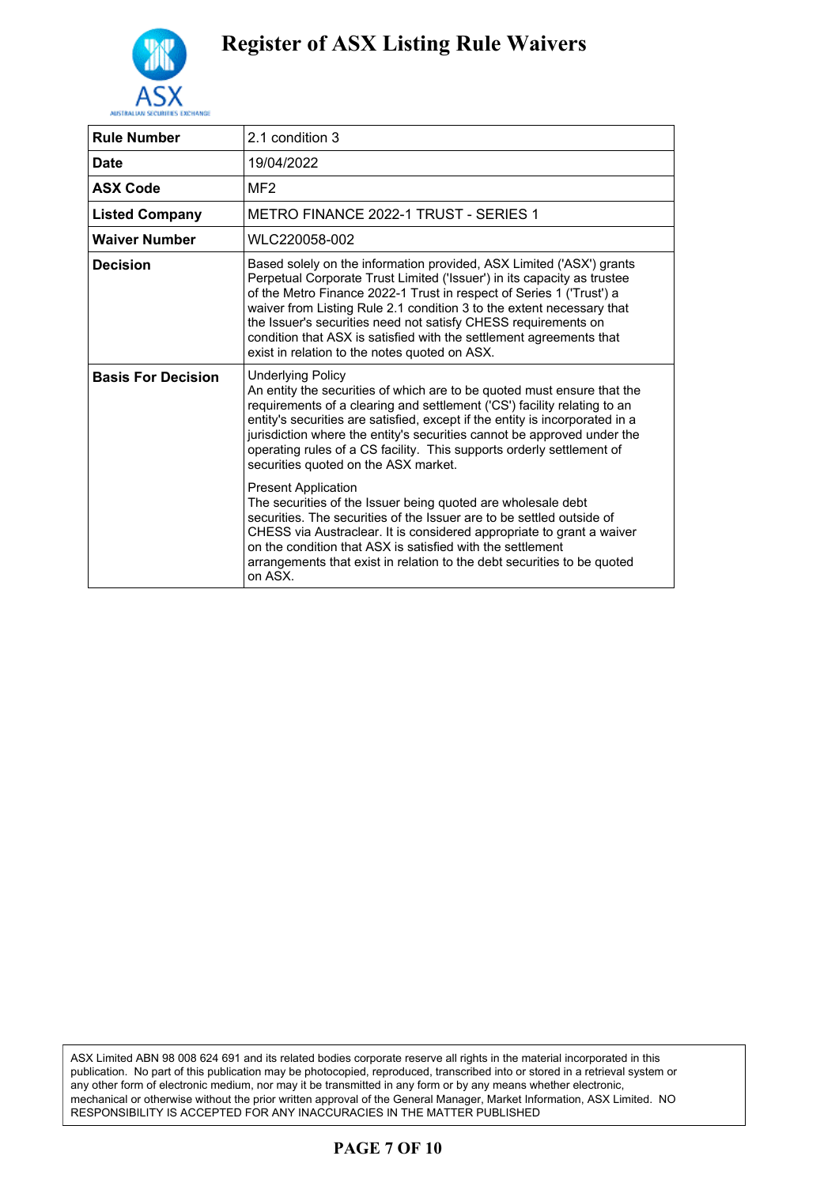# Register of ASX Listing Rule Waivers

| Rule Number | 2.1 condition 3 |
|---|---|
| Date | 19/04/2022 |
| ASX Code | MF2 |
| Listed Company | METRO FINANCE 2022-1 TRUST - SERIES 1 |
| Waiver Number | WLC220058-002 |
| Decision | Based solely on the information provided, ASX Limited ('ASX') grants Perpetual Corporate Trust Limited ('Issuer') in its capacity as trustee of the Metro Finance 2022-1 Trust in respect of Series 1 ('Trust') a waiver from Listing Rule 2.1 condition 3 to the extent necessary that the Issuer's securities need not satisfy CHESS requirements on condition that ASX is satisfied with the settlement agreements that exist in relation to the notes quoted on ASX. |
| Basis For Decision | Underlying Policy<br>An entity the securities of which are to be quoted must ensure that the requirements of a clearing and settlement ('CS') facility relating to an entity's securities are satisfied, except if the entity is incorporated in a jurisdiction where the entity's securities cannot be approved under the operating rules of a CS facility. This supports orderly settlement of securities quoted on the ASX market.<br><br>Present Application<br>The securities of the Issuer being quoted are wholesale debt securities. The securities of the Issuer are to be settled outside of CHESS via Austraclear. It is considered appropriate to grant a waiver on the condition that ASX is satisfied with the settlement arrangements that exist in relation to the debt securities to be quoted on ASX. |

ASX Limited ABN 98 008 624 691 and its related bodies corporate reserve all rights in the material incorporated in this publication. No part of this publication may be photocopied, reproduced, transcribed into or stored in a retrieval system or any other form of electronic medium, nor may it be transmitted in any form or by any means whether electronic, mechanical or otherwise without the prior written approval of the General Manager, Market Information, ASX Limited. NO RESPONSIBILITY IS ACCEPTED FOR ANY INACCURACIES IN THE MATTER PUBLISHED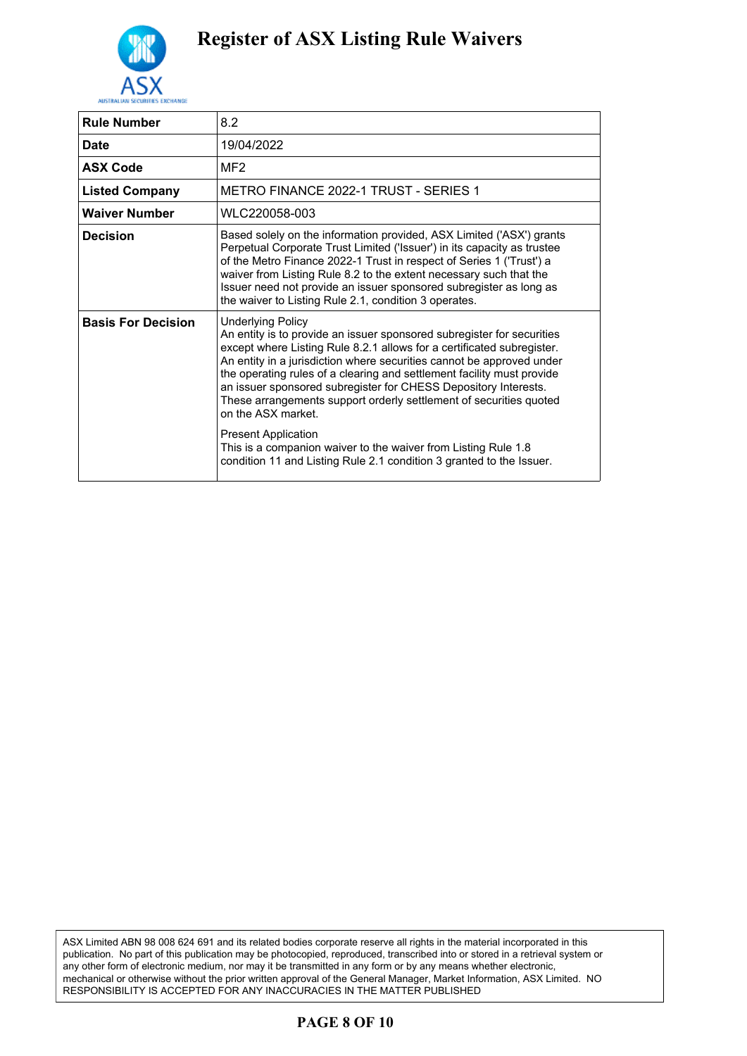# Register of ASX Listing Rule Waivers

| Rule Number | 8.2 |
|---|---|
| Date | 19/04/2022 |
| ASX Code | MF2 |
| Listed Company | METRO FINANCE 2022-1 TRUST - SERIES 1 |
| Waiver Number | WLC220058-003 |
| Decision | Based solely on the information provided, ASX Limited ('ASX') grants Perpetual Corporate Trust Limited ('Issuer') in its capacity as trustee of the Metro Finance 2022-1 Trust in respect of Series 1 ('Trust') a waiver from Listing Rule 8.2 to the extent necessary such that the Issuer need not provide an issuer sponsored subregister as long as the waiver to Listing Rule 2.1, condition 3 operates. |
| Basis For Decision | Underlying Policy<br>An entity is to provide an issuer sponsored subregister for securities except where Listing Rule 8.2.1 allows for a certificated subregister. An entity in a jurisdiction where securities cannot be approved under the operating rules of a clearing and settlement facility must provide an issuer sponsored subregister for CHESS Depository Interests. These arrangements support orderly settlement of securities quoted on the ASX market.<br><br>Present Application<br>This is a companion waiver to the waiver from Listing Rule 1.8 condition 11 and Listing Rule 2.1 condition 3 granted to the Issuer. |

ASX Limited ABN 98 008 624 691 and its related bodies corporate reserve all rights in the material incorporated in this publication. No part of this publication may be photocopied, reproduced, transcribed into or stored in a retrieval system or any other form of electronic medium, nor may it be transmitted in any form or by any means whether electronic, mechanical or otherwise without the prior written approval of the General Manager, Market Information, ASX Limited. NO RESPONSIBILITY IS ACCEPTED FOR ANY INACCURACIES IN THE MATTER PUBLISHED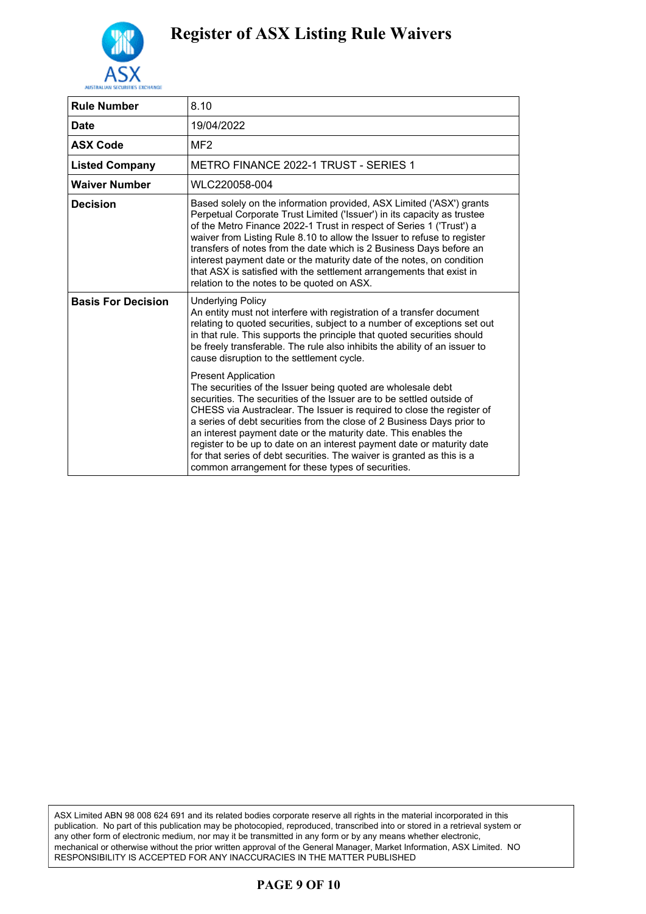# Register of ASX Listing Rule Waivers

| | |
|---|---|
| **Rule Number** | 8.10 |
| **Date** | 19/04/2022 |
| **ASX Code** | MF2 |
| **Listed Company** | METRO FINANCE 2022-1 TRUST - SERIES 1 |
| **Waiver Number** | WLC220058-004 |
| **Decision** | Based solely on the information provided, ASX Limited ('ASX') grants Perpetual Corporate Trust Limited ('Issuer') in its capacity as trustee of the Metro Finance 2022-1 Trust in respect of Series 1 ('Trust') a waiver from Listing Rule 8.10 to allow the Issuer to refuse to register transfers of notes from the date which is 2 Business Days before an interest payment date or the maturity date of the notes, on condition that ASX is satisfied with the settlement arrangements that exist in relation to the notes to be quoted on ASX. |
| **Basis For Decision** | Underlying Policy<br>An entity must not interfere with registration of a transfer document relating to quoted securities, subject to a number of exceptions set out in that rule. This supports the principle that quoted securities should be freely transferable. The rule also inhibits the ability of an issuer to cause disruption to the settlement cycle.<br><br>Present Application<br>The securities of the Issuer being quoted are wholesale debt securities. The securities of the Issuer are to be settled outside of CHESS via Austraclear. The Issuer is required to close the register of a series of debt securities from the close of 2 Business Days prior to an interest payment date or the maturity date. This enables the register to be up to date on an interest payment date or maturity date for that series of debt securities. The waiver is granted as this is a common arrangement for these types of securities. |

ASX Limited ABN 98 008 624 691 and its related bodies corporate reserve all rights in the material incorporated in this publication. No part of this publication may be photocopied, reproduced, transcribed into or stored in a retrieval system or any other form of electronic medium, nor may it be transmitted in any form or by any means whether electronic, mechanical or otherwise without the prior written approval of the General Manager, Market Information, ASX Limited. NO RESPONSIBILITY IS ACCEPTED FOR ANY INACCURACIES IN THE MATTER PUBLISHED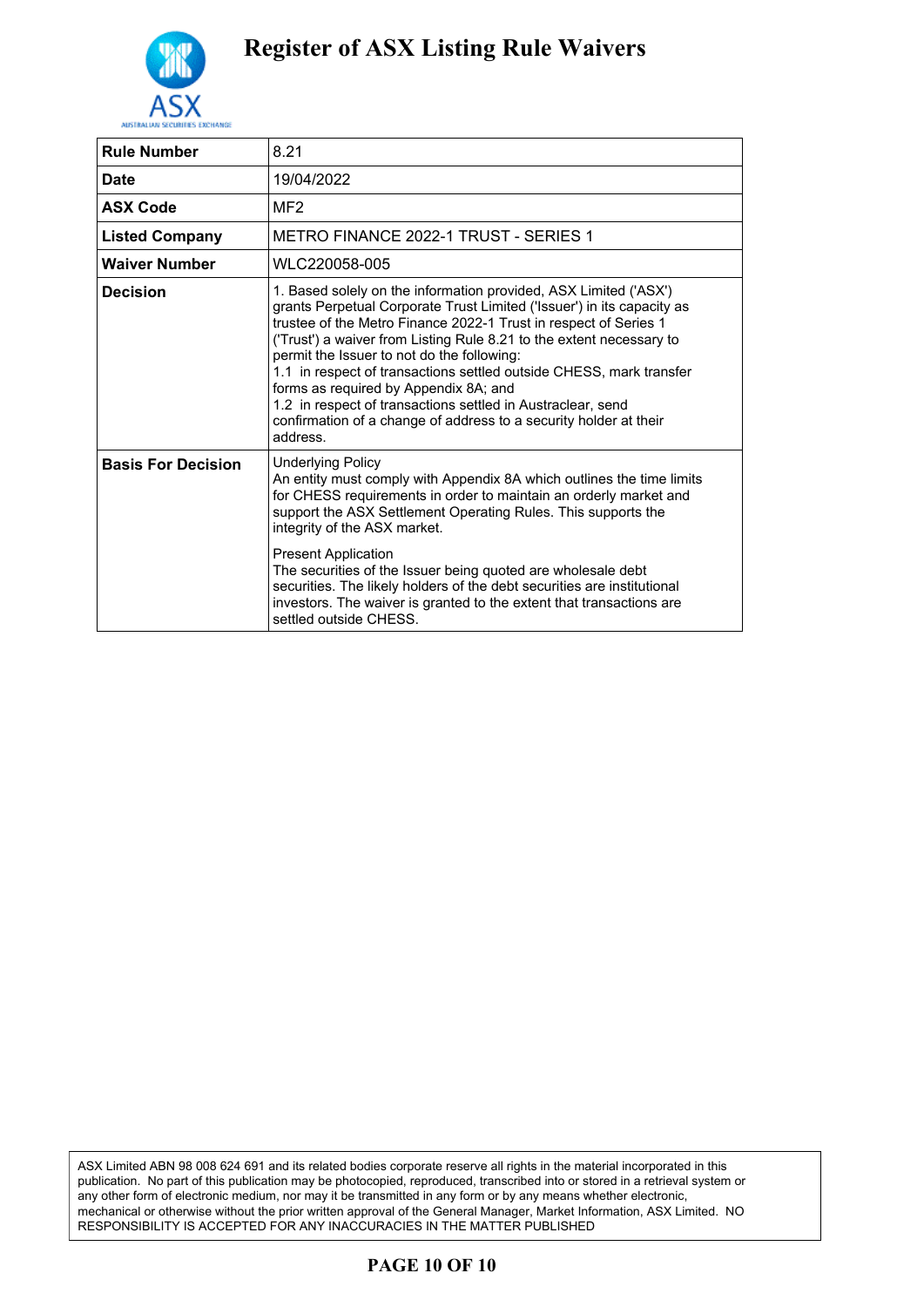# Register of ASX Listing Rule Waivers

| | |
|---|---|
| **Rule Number** | 8.21 |
| **Date** | 19/04/2022 |
| **ASX Code** | MF2 |
| **Listed Company** | METRO FINANCE 2022-1 TRUST - SERIES 1 |
| **Waiver Number** | WLC220058-005 |
| **Decision** | 1. Based solely on the information provided, ASX Limited ('ASX') grants Perpetual Corporate Trust Limited ('Issuer') in its capacity as trustee of the Metro Finance 2022-1 Trust in respect of Series 1 ('Trust') a waiver from Listing Rule 8.21 to the extent necessary to permit the Issuer to not do the following:<br>1.1 in respect of transactions settled outside CHESS, mark transfer forms as required by Appendix 8A; and<br>1.2 in respect of transactions settled in Austraclear, send confirmation of a change of address to a security holder at their address. |
| **Basis For Decision** | Underlying Policy<br>An entity must comply with Appendix 8A which outlines the time limits for CHESS requirements in order to maintain an orderly market and support the ASX Settlement Operating Rules. This supports the integrity of the ASX market.<br><br>Present Application<br>The securities of the Issuer being quoted are wholesale debt securities. The likely holders of the debt securities are institutional investors. The waiver is granted to the extent that transactions are settled outside CHESS. |

ASX Limited ABN 98 008 624 691 and its related bodies corporate reserve all rights in the material incorporated in this publication. No part of this publication may be photocopied, reproduced, transcribed into or stored in a retrieval system or any other form of electronic medium, nor may it be transmitted in any form or by any means whether electronic, mechanical or otherwise without the prior written approval of the General Manager, Market Information, ASX Limited. NO RESPONSIBILITY IS ACCEPTED FOR ANY INACCURACIES IN THE MATTER PUBLISHED